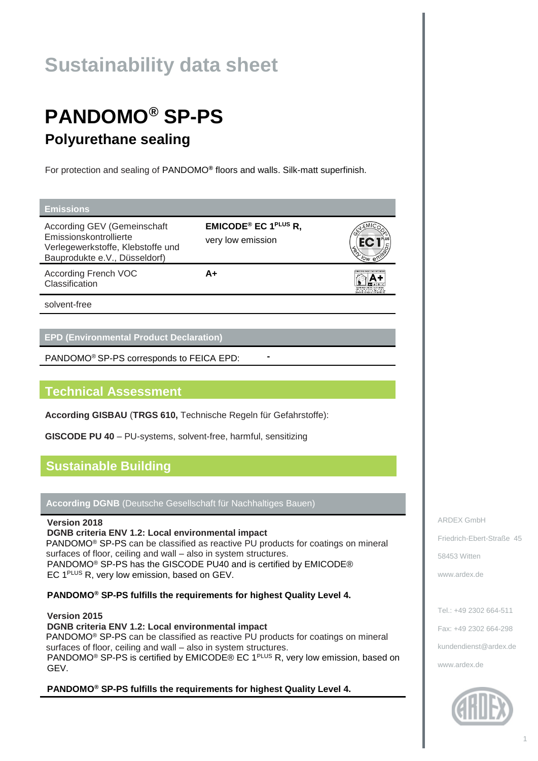# Sustainability data sheet

# PANDOMO® SP-PS

## Polyurethane sealing

For protection and sealing of PANDOMO® floors and walls. Silk-matt superfinish.

| Emissions | | |
|---|---|---|
| According GEV (Gemeinschaft Emissionskontrollierte Verlegewerkstoffe, Klebstoffe und Bauprodukte e.V., Düsseldorf) | **EMICODE® EC 1PLUS R,** very low emission | |
| According French VOC Classification | **A+** | |
| solvent-free | | |

| EPD (Environmental Product Declaration) | |
|---|---|
| PANDOMO® SP-PS corresponds to FEICA EPD: | - |

## Technical Assessment

**According GISBAU** (**TRGS 610,** Technische Regeln für Gefahrstoffe):

**GISCODE PU 40** – PU-systems, solvent-free, harmful, sensitizing

## Sustainable Building

### According DGNB (Deutsche Gesellschaft für Nachhaltiges Bauen)

**Version 2018**
**DGNB criteria ENV 1.2: Local environmental impact**
PANDOMO® SP-PS can be classified as reactive PU products for coatings on mineral surfaces of floor, ceiling and wall – also in system structures.
PANDOMO® SP-PS has the GISCODE PU40 and is certified by EMICODE® EC 1PLUS R, very low emission, based on GEV.

**PANDOMO® SP-PS fulfills the requirements for highest Quality Level 4.**

**Version 2015**
**DGNB criteria ENV 1.2: Local environmental impact**
PANDOMO® SP-PS can be classified as reactive PU products for coatings on mineral surfaces of floor, ceiling and wall – also in system structures.
PANDOMO® SP-PS is certified by EMICODE® EC 1PLUS R, very low emission, based on GEV.

**PANDOMO® SP-PS fulfills the requirements for highest Quality Level 4.**

ARDEX GmbH
Friedrich-Ebert-Straße 45
58453 Witten
www.ardex.de

Tel.: +49 2302 664-511
Fax: +49 2302 664-298
kundendienst@ardex.de
www.ardex.de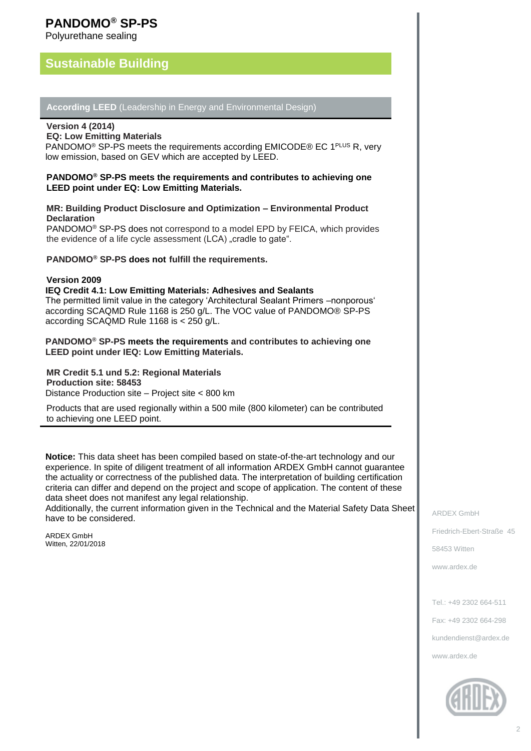# PANDOMO® SP-PS

Polyurethane sealing

## Sustainable Building

### According LEED (Leadership in Energy and Environmental Design)

**Version 4 (2014)**

**EQ: Low Emitting Materials**

PANDOMO® SP-PS meets the requirements according EMICODE® EC 1$^{PLUS}$ R, very low emission, based on GEV which are accepted by LEED.

**PANDOMO® SP-PS meets the requirements and contributes to achieving one LEED point under EQ: Low Emitting Materials.**

**MR: Building Product Disclosure and Optimization – Environmental Product Declaration**

PANDOMO® SP-PS does not correspond to a model EPD by FEICA, which provides the evidence of a life cycle assessment (LCA) „cradle to gate".

**PANDOMO® SP-PS does not fulfill the requirements.**

**Version 2009**

**IEQ Credit 4.1: Low Emitting Materials: Adhesives and Sealants**

The permitted limit value in the category 'Architectural Sealant Primers –nonporous' according SCAQMD Rule 1168 is 250 g/L. The VOC value of PANDOMO® SP-PS according SCAQMD Rule 1168 is < 250 g/L.

**PANDOMO® SP-PS meets the requirements and contributes to achieving one LEED point under IEQ: Low Emitting Materials.**

**MR Credit 5.1 und 5.2: Regional Materials**

**Production site: 58453**

Distance Production site – Project site < 800 km

Products that are used regionally within a 500 mile (800 kilometer) can be contributed to achieving one LEED point.

**Notice:** This data sheet has been compiled based on state-of-the-art technology and our experience. In spite of diligent treatment of all information ARDEX GmbH cannot guarantee the actuality or correctness of the published data. The interpretation of building certification criteria can differ and depend on the project and scope of application. The content of these data sheet does not manifest any legal relationship.
Additionally, the current information given in the Technical and the Material Safety Data Sheet have to be considered.

ARDEX GmbH
Witten, 22/01/2018

ARDEX GmbH
Friedrich-Ebert-Straße 45
58453 Witten
www.ardex.de

Tel.: +49 2302 664-511
Fax: +49 2302 664-298
kundendienst@ardex.de
www.ardex.de